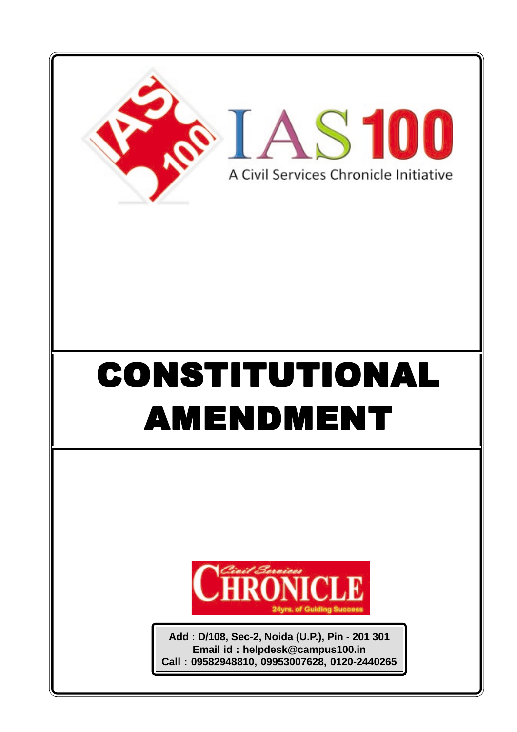IAS 100

A Civil Services Chronicle Initiative

# CONSTITUTIONAL AMENDMENT

Civil Services CHRONICLE

24yrs. of Guiding Success

**Add : D/108, Sec-2, Noida (U.P.), Pin - 201 301**
**Email id : helpdesk@campus100.in**
**Call : 09582948810, 09953007628, 0120-2440265**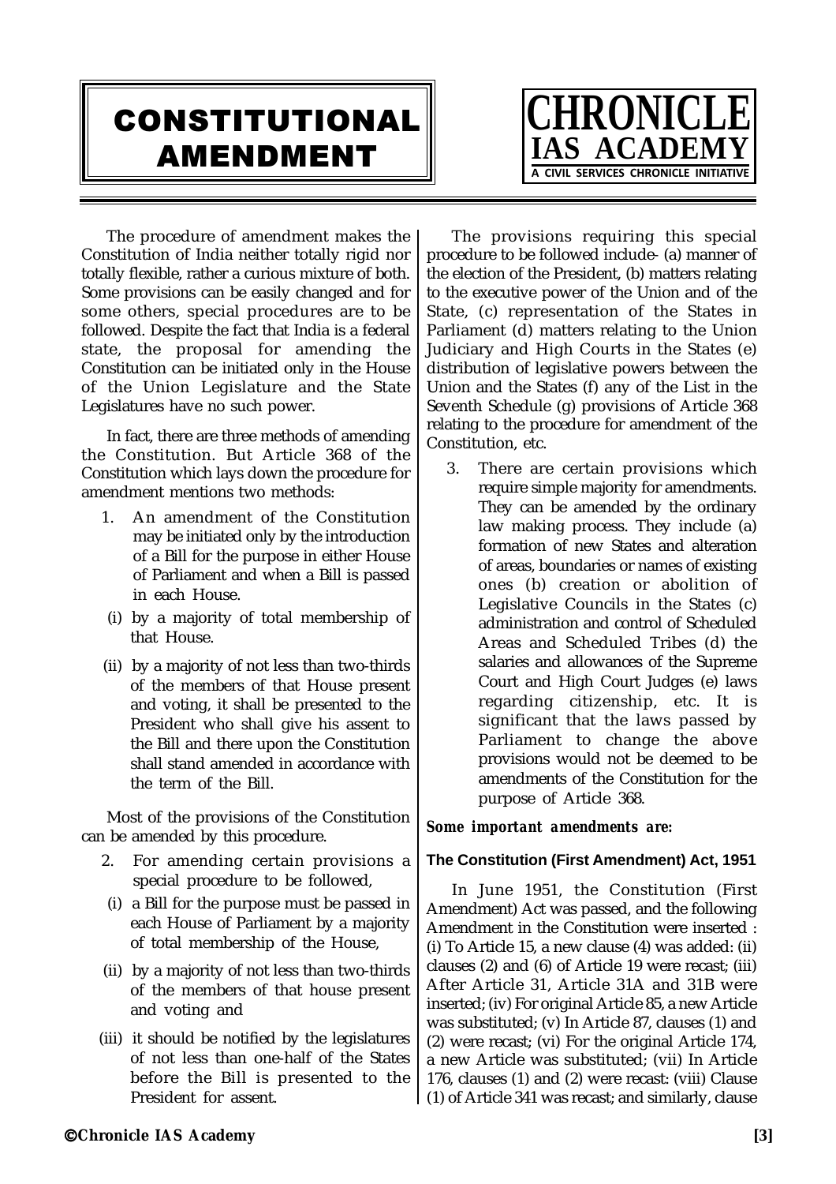# CONSTITUTIONAL AMENDMENT

The procedure of amendment makes the Constitution of India neither totally rigid nor totally flexible, rather a curious mixture of both. Some provisions can be easily changed and for some others, special procedures are to be followed. Despite the fact that India is a federal state, the proposal for amending the Constitution can be initiated only in the House of the Union Legislature and the State Legislatures have no such power.

In fact, there are three methods of amending the Constitution. But Article 368 of the Constitution which lays down the procedure for amendment mentions two methods:

1. An amendment of the Constitution may be initiated only by the introduction of a Bill for the purpose in either House of Parliament and when a Bill is passed in each House.
   - (i) by a majority of total membership of that House.
   - (ii) by a majority of not less than two-thirds of the members of that House present and voting, it shall be presented to the President who shall give his assent to the Bill and there upon the Constitution shall stand amended in accordance with the term of the Bill.

Most of the provisions of the Constitution can be amended by this procedure.

2. For amending certain provisions a special procedure to be followed,
   - (i) a Bill for the purpose must be passed in each House of Parliament by a majority of total membership of the House,
   - (ii) by a majority of not less than two-thirds of the members of that house present and voting and
   - (iii) it should be notified by the legislatures of not less than one-half of the States before the Bill is presented to the President for assent.

The provisions requiring this special procedure to be followed include- (a) manner of the election of the President, (b) matters relating to the executive power of the Union and of the State, (c) representation of the States in Parliament (d) matters relating to the Union Judiciary and High Courts in the States (e) distribution of legislative powers between the Union and the States (f) any of the List in the Seventh Schedule (g) provisions of Article 368 relating to the procedure for amendment of the Constitution, etc.

3. There are certain provisions which require simple majority for amendments. They can be amended by the ordinary law making process. They include (a) formation of new States and alteration of areas, boundaries or names of existing ones (b) creation or abolition of Legislative Councils in the States (c) administration and control of Scheduled Areas and Scheduled Tribes (d) the salaries and allowances of the Supreme Court and High Court Judges (e) laws regarding citizenship, etc. It is significant that the laws passed by Parliament to change the above provisions would not be deemed to be amendments of the Constitution for the purpose of Article 368.

***Some important amendments are:***

### The Constitution (First Amendment) Act, 1951

In June 1951, the Constitution (First Amendment) Act was passed, and the following Amendment in the Constitution were inserted : (i) To Article 15, a new clause (4) was added: (ii) clauses (2) and (6) of Article 19 were recast; (iii) After Article 31, Article 31A and 31B were inserted; (iv) For original Article 85, a new Article was substituted; (v) In Article 87, clauses (1) and (2) were recast; (vi) For the original Article 174, a new Article was substituted; (vii) In Article 176, clauses (1) and (2) were recast: (viii) Clause (1) of Article 341 was recast; and similarly, clause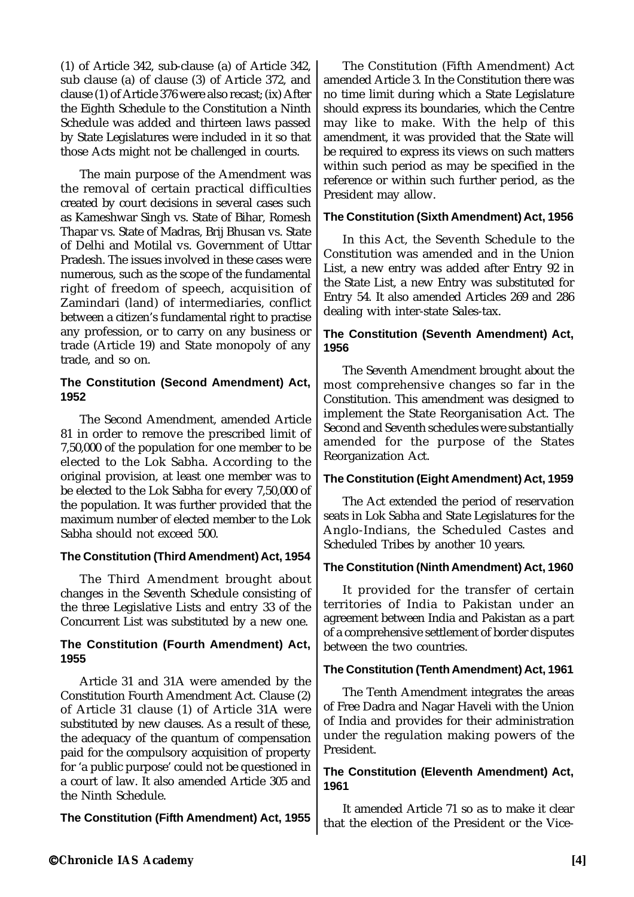(1) of Article 342, sub-clause (a) of Article 342, sub clause (a) of clause (3) of Article 372, and clause (1) of Article 376 were also recast; (ix) After the Eighth Schedule to the Constitution a Ninth Schedule was added and thirteen laws passed by State Legislatures were included in it so that those Acts might not be challenged in courts.

The main purpose of the Amendment was the removal of certain practical difficulties created by court decisions in several cases such as Kameshwar Singh vs. State of Bihar, Romesh Thapar vs. State of Madras, Brij Bhusan vs. State of Delhi and Motilal vs. Government of Uttar Pradesh. The issues involved in these cases were numerous, such as the scope of the fundamental right of freedom of speech, acquisition of Zamindari (land) of intermediaries, conflict between a citizen's fundamental right to practise any profession, or to carry on any business or trade (Article 19) and State monopoly of any trade, and so on.

### The Constitution (Second Amendment) Act, 1952

The Second Amendment, amended Article 81 in order to remove the prescribed limit of 7,50,000 of the population for one member to be elected to the Lok Sabha. According to the original provision, at least one member was to be elected to the Lok Sabha for every 7,50,000 of the population. It was further provided that the maximum number of elected member to the Lok Sabha should not exceed 500.

### The Constitution (Third Amendment) Act, 1954

The Third Amendment brought about changes in the Seventh Schedule consisting of the three Legislative Lists and entry 33 of the Concurrent List was substituted by a new one.

### The Constitution (Fourth Amendment) Act, 1955

Article 31 and 31A were amended by the Constitution Fourth Amendment Act. Clause (2) of Article 31 clause (1) of Article 31A were substituted by new clauses. As a result of these, the adequacy of the quantum of compensation paid for the compulsory acquisition of property for 'a public purpose' could not be questioned in a court of law. It also amended Article 305 and the Ninth Schedule.

### The Constitution (Fifth Amendment) Act, 1955

The Constitution (Fifth Amendment) Act amended Article 3. In the Constitution there was no time limit during which a State Legislature should express its boundaries, which the Centre may like to make. With the help of this amendment, it was provided that the State will be required to express its views on such matters within such period as may be specified in the reference or within such further period, as the President may allow.

### The Constitution (Sixth Amendment) Act, 1956

In this Act, the Seventh Schedule to the Constitution was amended and in the Union List, a new entry was added after Entry 92 in the State List, a new Entry was substituted for Entry 54. It also amended Articles 269 and 286 dealing with inter-state Sales-tax.

### The Constitution (Seventh Amendment) Act, 1956

The Seventh Amendment brought about the most comprehensive changes so far in the Constitution. This amendment was designed to implement the State Reorganisation Act. The Second and Seventh schedules were substantially amended for the purpose of the States Reorganization Act.

### The Constitution (Eight Amendment) Act, 1959

The Act extended the period of reservation seats in Lok Sabha and State Legislatures for the Anglo-Indians, the Scheduled Castes and Scheduled Tribes by another 10 years.

### The Constitution (Ninth Amendment) Act, 1960

It provided for the transfer of certain territories of India to Pakistan under an agreement between India and Pakistan as a part of a comprehensive settlement of border disputes between the two countries.

### The Constitution (Tenth Amendment) Act, 1961

The Tenth Amendment integrates the areas of Free Dadra and Nagar Haveli with the Union of India and provides for their administration under the regulation making powers of the President.

### The Constitution (Eleventh Amendment) Act, 1961

It amended Article 71 so as to make it clear that the election of the President or the Vice-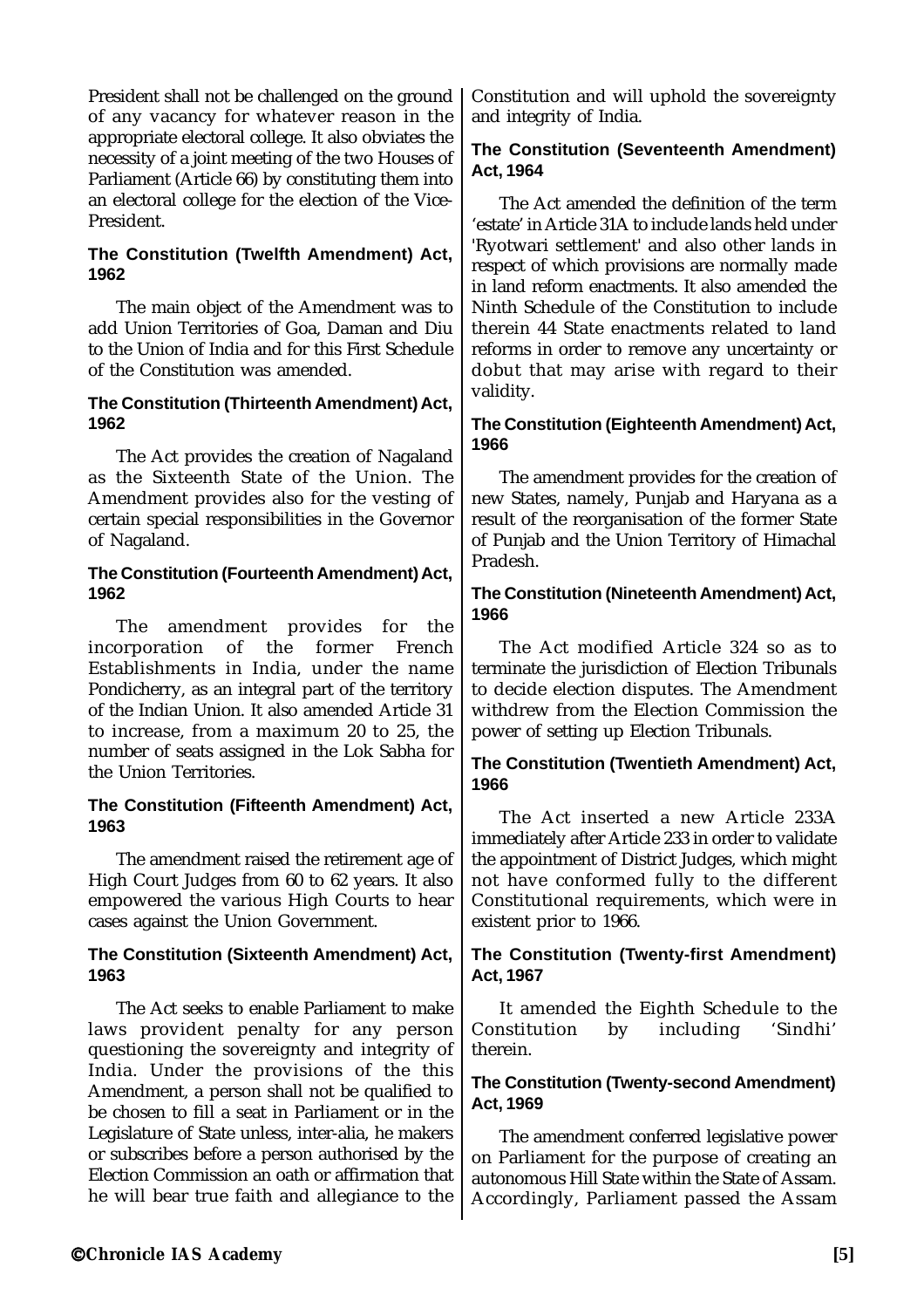President shall not be challenged on the ground of any vacancy for whatever reason in the appropriate electoral college. It also obviates the necessity of a joint meeting of the two Houses of Parliament (Article 66) by constituting them into an electoral college for the election of the Vice-President.

### The Constitution (Twelfth Amendment) Act, 1962

The main object of the Amendment was to add Union Territories of Goa, Daman and Diu to the Union of India and for this First Schedule of the Constitution was amended.

### The Constitution (Thirteenth Amendment) Act, 1962

The Act provides the creation of Nagaland as the Sixteenth State of the Union. The Amendment provides also for the vesting of certain special responsibilities in the Governor of Nagaland.

### The Constitution (Fourteenth Amendment) Act, 1962

The amendment provides for the incorporation of the former French Establishments in India, under the name Pondicherry, as an integral part of the territory of the Indian Union. It also amended Article 31 to increase, from a maximum 20 to 25, the number of seats assigned in the Lok Sabha for the Union Territories.

### The Constitution (Fifteenth Amendment) Act, 1963

The amendment raised the retirement age of High Court Judges from 60 to 62 years. It also empowered the various High Courts to hear cases against the Union Government.

### The Constitution (Sixteenth Amendment) Act, 1963

The Act seeks to enable Parliament to make laws provident penalty for any person questioning the sovereignty and integrity of India. Under the provisions of the this Amendment, a person shall not be qualified to be chosen to fill a seat in Parliament or in the Legislature of State unless, inter-alia, he makers or subscribes before a person authorised by the Election Commission an oath or affirmation that he will bear true faith and allegiance to the Constitution and will uphold the sovereignty and integrity of India.

### The Constitution (Seventeenth Amendment) Act, 1964

The Act amended the definition of the term 'estate' in Article 31A to include lands held under 'Ryotwari settlement' and also other lands in respect of which provisions are normally made in land reform enactments. It also amended the Ninth Schedule of the Constitution to include therein 44 State enactments related to land reforms in order to remove any uncertainty or dobut that may arise with regard to their validity.

### The Constitution (Eighteenth Amendment) Act, 1966

The amendment provides for the creation of new States, namely, Punjab and Haryana as a result of the reorganisation of the former State of Punjab and the Union Territory of Himachal Pradesh.

### The Constitution (Nineteenth Amendment) Act, 1966

The Act modified Article 324 so as to terminate the jurisdiction of Election Tribunals to decide election disputes. The Amendment withdrew from the Election Commission the power of setting up Election Tribunals.

### The Constitution (Twentieth Amendment) Act, 1966

The Act inserted a new Article 233A immediately after Article 233 in order to validate the appointment of District Judges, which might not have conformed fully to the different Constitutional requirements, which were in existent prior to 1966.

### The Constitution (Twenty-first Amendment) Act, 1967

It amended the Eighth Schedule to the Constitution by including 'Sindhi' therein.

### The Constitution (Twenty-second Amendment) Act, 1969

The amendment conferred legislative power on Parliament for the purpose of creating an autonomous Hill State within the State of Assam. Accordingly, Parliament passed the Assam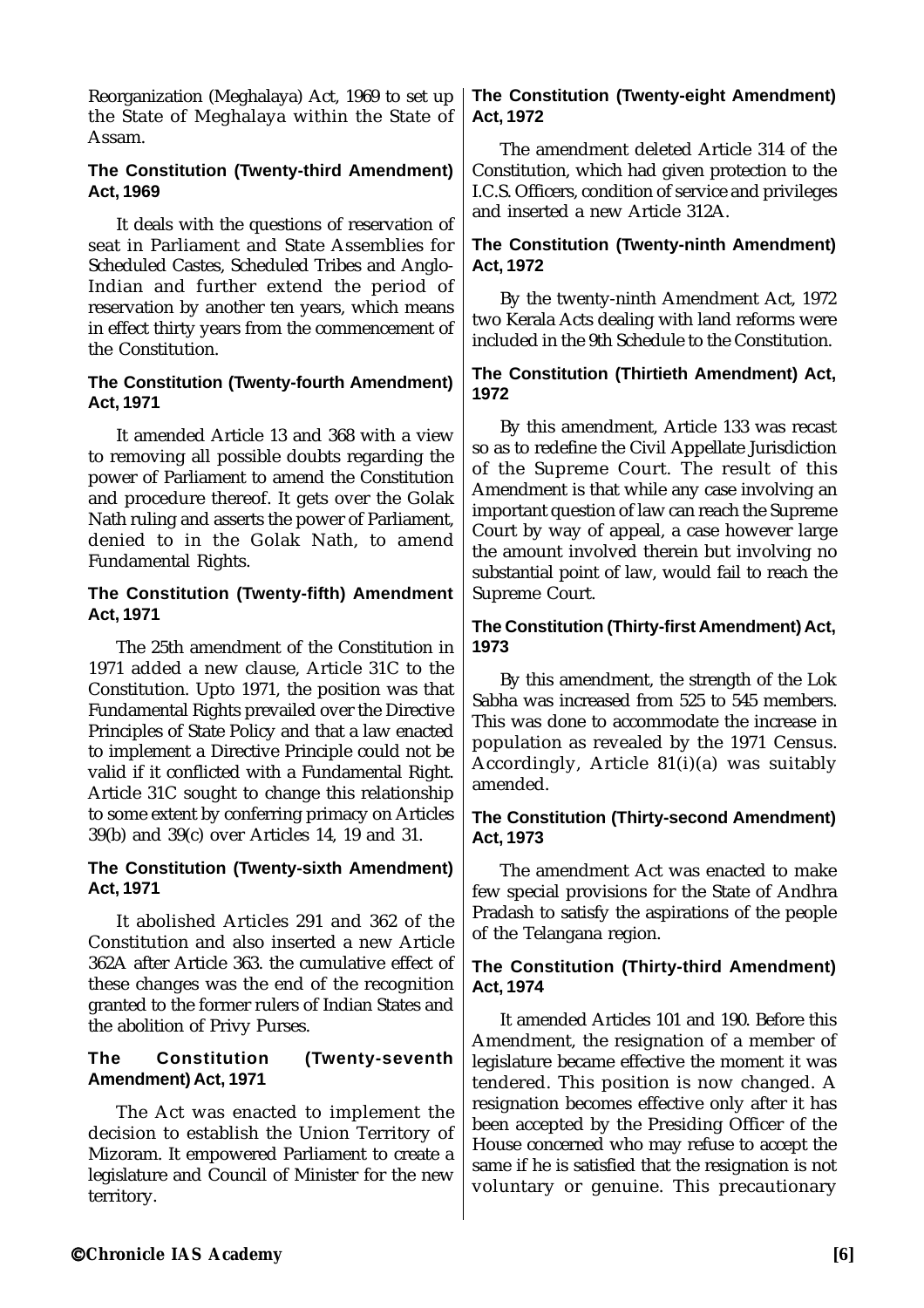Reorganization (Meghalaya) Act, 1969 to set up the State of Meghalaya within the State of Assam.

### The Constitution (Twenty-third Amendment) Act, 1969

It deals with the questions of reservation of seat in Parliament and State Assemblies for Scheduled Castes, Scheduled Tribes and Anglo-Indian and further extend the period of reservation by another ten years, which means in effect thirty years from the commencement of the Constitution.

### The Constitution (Twenty-fourth Amendment) Act, 1971

It amended Article 13 and 368 with a view to removing all possible doubts regarding the power of Parliament to amend the Constitution and procedure thereof. It gets over the Golak Nath ruling and asserts the power of Parliament, denied to in the Golak Nath, to amend Fundamental Rights.

### The Constitution (Twenty-fifth) Amendment Act, 1971

The 25th amendment of the Constitution in 1971 added a new clause, Article 31C to the Constitution. Upto 1971, the position was that Fundamental Rights prevailed over the Directive Principles of State Policy and that a law enacted to implement a Directive Principle could not be valid if it conflicted with a Fundamental Right. Article 31C sought to change this relationship to some extent by conferring primacy on Articles 39(b) and 39(c) over Articles 14, 19 and 31.

### The Constitution (Twenty-sixth Amendment) Act, 1971

It abolished Articles 291 and 362 of the Constitution and also inserted a new Article 362A after Article 363. the cumulative effect of these changes was the end of the recognition granted to the former rulers of Indian States and the abolition of Privy Purses.

### The Constitution (Twenty-seventh Amendment) Act, 1971

The Act was enacted to implement the decision to establish the Union Territory of Mizoram. It empowered Parliament to create a legislature and Council of Minister for the new territory.

### The Constitution (Twenty-eight Amendment) Act, 1972

The amendment deleted Article 314 of the Constitution, which had given protection to the I.C.S. Officers, condition of service and privileges and inserted a new Article 312A.

### The Constitution (Twenty-ninth Amendment) Act, 1972

By the twenty-ninth Amendment Act, 1972 two Kerala Acts dealing with land reforms were included in the 9th Schedule to the Constitution.

### The Constitution (Thirtieth Amendment) Act, 1972

By this amendment, Article 133 was recast so as to redefine the Civil Appellate Jurisdiction of the Supreme Court. The result of this Amendment is that while any case involving an important question of law can reach the Supreme Court by way of appeal, a case however large the amount involved therein but involving no substantial point of law, would fail to reach the Supreme Court.

### The Constitution (Thirty-first Amendment) Act, 1973

By this amendment, the strength of the Lok Sabha was increased from 525 to 545 members. This was done to accommodate the increase in population as revealed by the 1971 Census. Accordingly, Article 81(i)(a) was suitably amended.

### The Constitution (Thirty-second Amendment) Act, 1973

The amendment Act was enacted to make few special provisions for the State of Andhra Pradash to satisfy the aspirations of the people of the Telangana region.

### The Constitution (Thirty-third Amendment) Act, 1974

It amended Articles 101 and 190. Before this Amendment, the resignation of a member of legislature became effective the moment it was tendered. This position is now changed. A resignation becomes effective only after it has been accepted by the Presiding Officer of the House concerned who may refuse to accept the same if he is satisfied that the resignation is not voluntary or genuine. This precautionary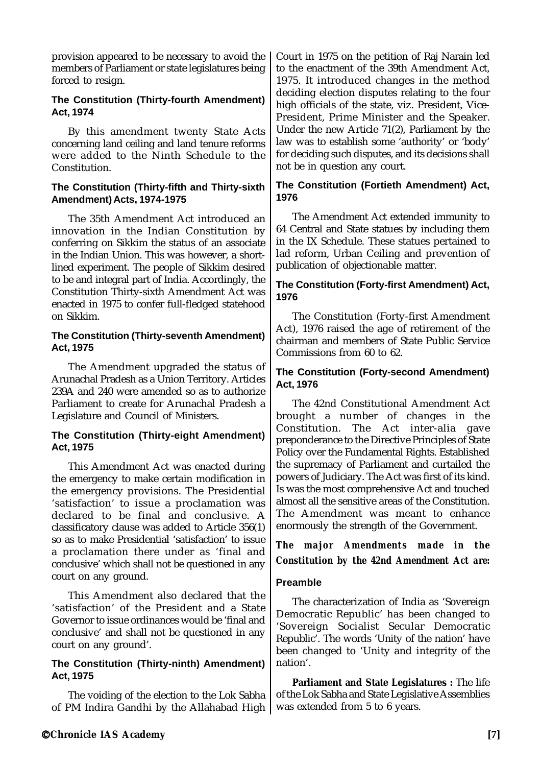provision appeared to be necessary to avoid the members of Parliament or state legislatures being forced to resign.

### The Constitution (Thirty-fourth Amendment) Act, 1974

By this amendment twenty State Acts concerning land ceiling and land tenure reforms were added to the Ninth Schedule to the Constitution.

### The Constitution (Thirty-fifth and Thirty-sixth Amendment) Acts, 1974-1975

The 35th Amendment Act introduced an innovation in the Indian Constitution by conferring on Sikkim the status of an associate in the Indian Union. This was however, a short-lined experiment. The people of Sikkim desired to be and integral part of India. Accordingly, the Constitution Thirty-sixth Amendment Act was enacted in 1975 to confer full-fledged statehood on Sikkim.

### The Constitution (Thirty-seventh Amendment) Act, 1975

The Amendment upgraded the status of Arunachal Pradesh as a Union Territory. Articles 239A and 240 were amended so as to authorize Parliament to create for Arunachal Pradesh a Legislature and Council of Ministers.

### The Constitution (Thirty-eight Amendment) Act, 1975

This Amendment Act was enacted during the emergency to make certain modification in the emergency provisions. The Presidential 'satisfaction' to issue a proclamation was declared to be final and conclusive. A classificatory clause was added to Article 356(1) so as to make Presidential 'satisfaction' to issue a proclamation there under as 'final and conclusive' which shall not be questioned in any court on any ground.

This Amendment also declared that the 'satisfaction' of the President and a State Governor to issue ordinances would be 'final and conclusive' and shall not be questioned in any court on any ground'.

### The Constitution (Thirty-ninth) Amendment) Act, 1975

The voiding of the election to the Lok Sabha of PM Indira Gandhi by the Allahabad High Court in 1975 on the petition of Raj Narain led to the enactment of the 39th Amendment Act, 1975. It introduced changes in the method deciding election disputes relating to the four high officials of the state, viz. President, Vice-President, Prime Minister and the Speaker. Under the new Article 71(2), Parliament by the law was to establish some 'authority' or 'body' for deciding such disputes, and its decisions shall not be in question any court.

### The Constitution (Fortieth Amendment) Act, 1976

The Amendment Act extended immunity to 64 Central and State statues by including them in the IX Schedule. These statues pertained to lad reform, Urban Ceiling and prevention of publication of objectionable matter.

### The Constitution (Forty-first Amendment) Act, 1976

The Constitution (Forty-first Amendment Act), 1976 raised the age of retirement of the chairman and members of State Public Service Commissions from 60 to 62.

### The Constitution (Forty-second Amendment) Act, 1976

The 42nd Constitutional Amendment Act brought a number of changes in the Constitution. The Act inter-alia gave preponderance to the Directive Principles of State Policy over the Fundamental Rights. Established the supremacy of Parliament and curtailed the powers of Judiciary. The Act was first of its kind. Is was the most comprehensive Act and touched almost all the sensitive areas of the Constitution. The Amendment was meant to enhance enormously the strength of the Government.

***The major Amendments made in the Constitution by the 42nd Amendment Act are:***

### Preamble

The characterization of India as 'Sovereign Democratic Republic' has been changed to 'Sovereign Socialist Secular Democratic Republic'. The words 'Unity of the nation' have been changed to 'Unity and integrity of the nation'.

**Parliament and State Legislatures :** The life of the Lok Sabha and State Legislative Assemblies was extended from 5 to 6 years.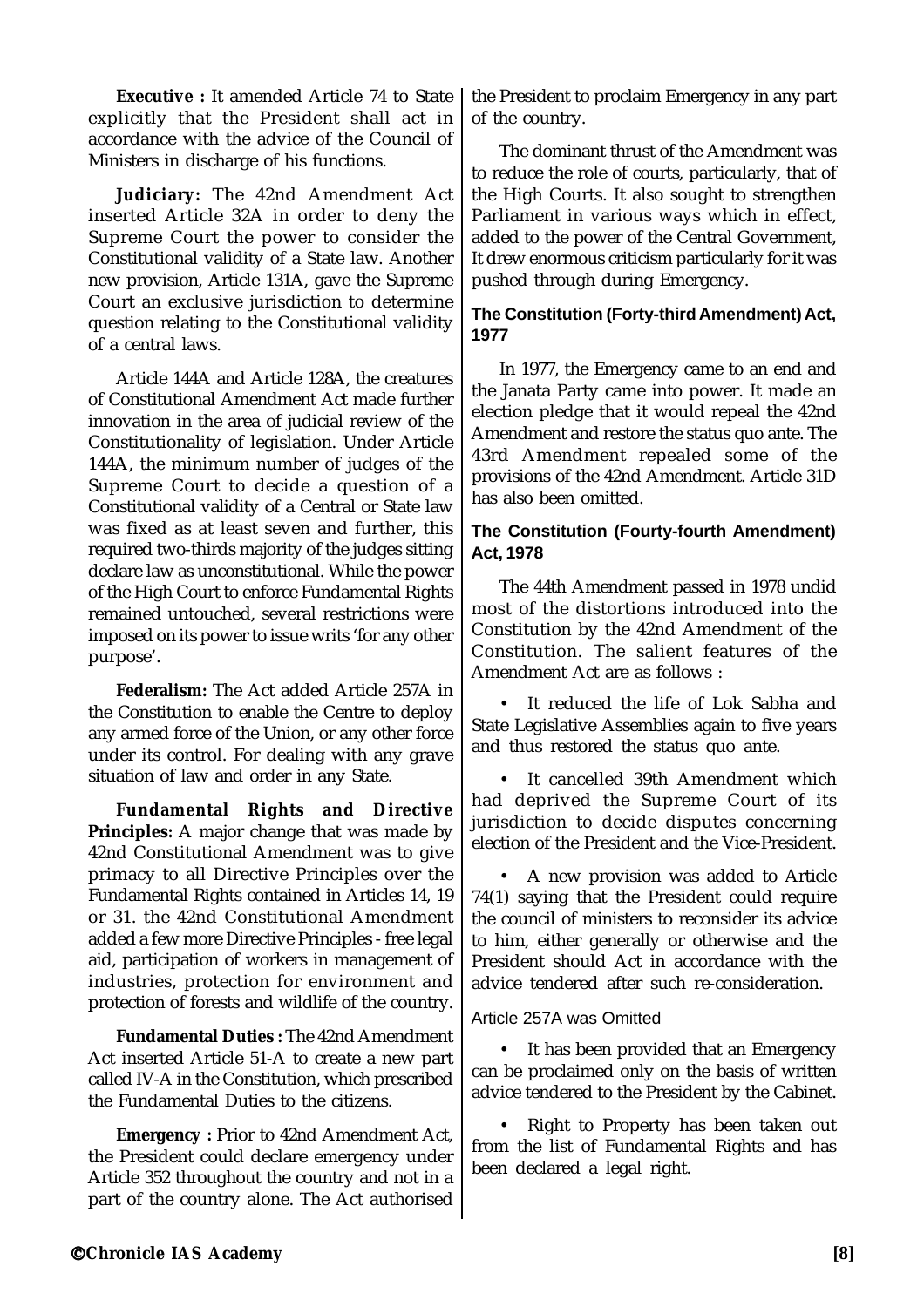**Executive :** It amended Article 74 to State explicitly that the President shall act in accordance with the advice of the Council of Ministers in discharge of his functions.

**Judiciary:** The 42nd Amendment Act inserted Article 32A in order to deny the Supreme Court the power to consider the Constitutional validity of a State law. Another new provision, Article 131A, gave the Supreme Court an exclusive jurisdiction to determine question relating to the Constitutional validity of a central laws.

Article 144A and Article 128A, the creatures of Constitutional Amendment Act made further innovation in the area of judicial review of the Constitutionality of legislation. Under Article 144A, the minimum number of judges of the Supreme Court to decide a question of a Constitutional validity of a Central or State law was fixed as at least seven and further, this required two-thirds majority of the judges sitting declare law as unconstitutional. While the power of the High Court to enforce Fundamental Rights remained untouched, several restrictions were imposed on its power to issue writs 'for any other purpose'.

**Federalism:** The Act added Article 257A in the Constitution to enable the Centre to deploy any armed force of the Union, or any other force under its control. For dealing with any grave situation of law and order in any State.

**Fundamental Rights and Directive Principles:** A major change that was made by 42nd Constitutional Amendment was to give primacy to all Directive Principles over the Fundamental Rights contained in Articles 14, 19 or 31. the 42nd Constitutional Amendment added a few more Directive Principles - free legal aid, participation of workers in management of industries, protection for environment and protection of forests and wildlife of the country.

**Fundamental Duties :** The 42nd Amendment Act inserted Article 51-A to create a new part called IV-A in the Constitution, which prescribed the Fundamental Duties to the citizens.

**Emergency :** Prior to 42nd Amendment Act, the President could declare emergency under Article 352 throughout the country and not in a part of the country alone. The Act authorised the President to proclaim Emergency in any part of the country.

The dominant thrust of the Amendment was to reduce the role of courts, particularly, that of the High Courts. It also sought to strengthen Parliament in various ways which in effect, added to the power of the Central Government, It drew enormous criticism particularly for it was pushed through during Emergency.

#### The Constitution (Forty-third Amendment) Act, 1977

In 1977, the Emergency came to an end and the Janata Party came into power. It made an election pledge that it would repeal the 42nd Amendment and restore the status quo ante. The 43rd Amendment repealed some of the provisions of the 42nd Amendment. Article 31D has also been omitted.

#### The Constitution (Fourty-fourth Amendment) Act, 1978

The 44th Amendment passed in 1978 undid most of the distortions introduced into the Constitution by the 42nd Amendment of the Constitution. The salient features of the Amendment Act are as follows :

- It reduced the life of Lok Sabha and State Legislative Assemblies again to five years and thus restored the status quo ante.
- It cancelled 39th Amendment which had deprived the Supreme Court of its jurisdiction to decide disputes concerning election of the President and the Vice-President.
- A new provision was added to Article 74(1) saying that the President could require the council of ministers to reconsider its advice to him, either generally or otherwise and the President should Act in accordance with the advice tendered after such re-consideration.

Article 257A was Omitted

- It has been provided that an Emergency can be proclaimed only on the basis of written advice tendered to the President by the Cabinet.
- Right to Property has been taken out from the list of Fundamental Rights and has been declared a legal right.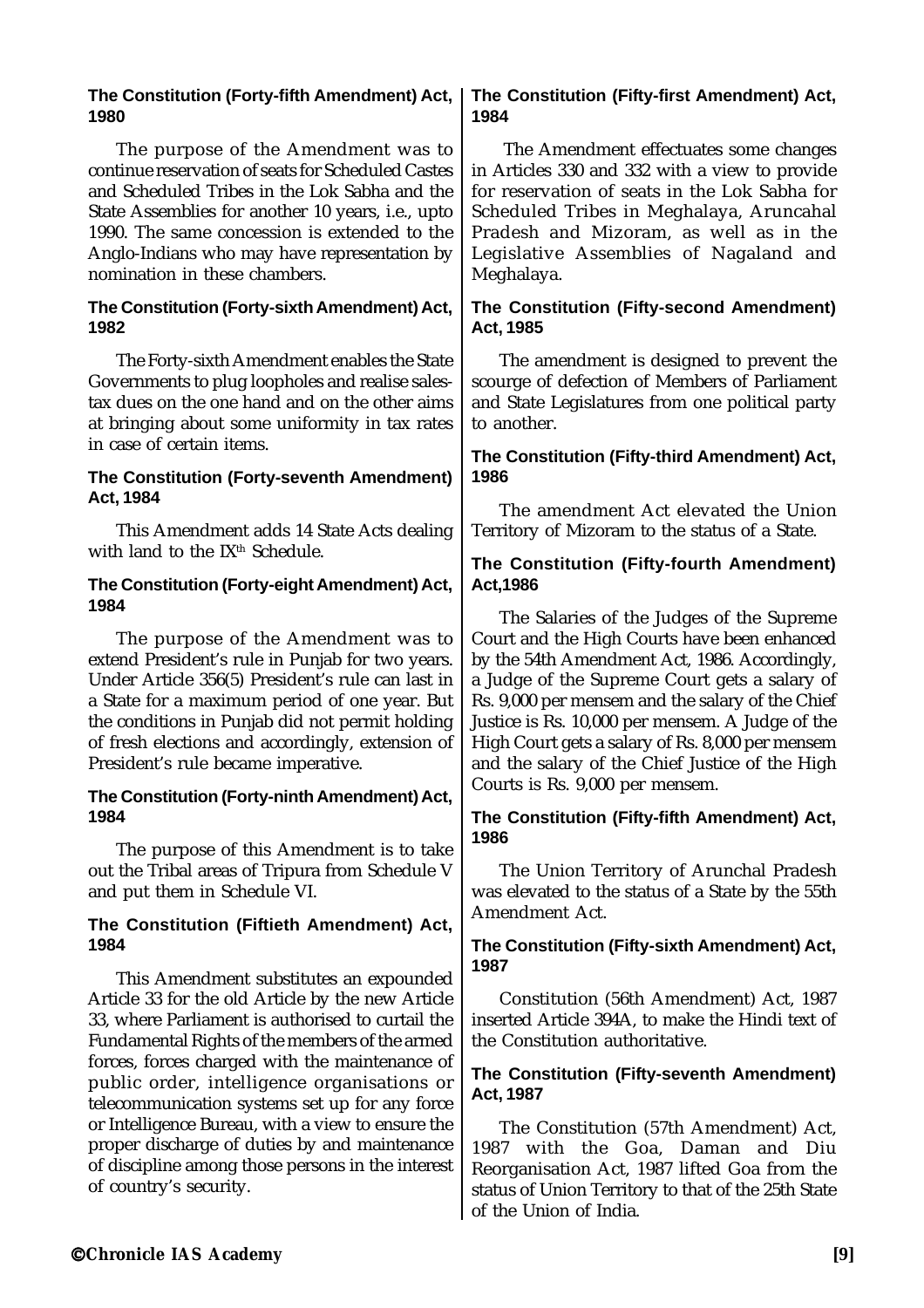### The Constitution (Forty-fifth Amendment) Act, 1980

The purpose of the Amendment was to continue reservation of seats for Scheduled Castes and Scheduled Tribes in the Lok Sabha and the State Assemblies for another 10 years, i.e., upto 1990. The same concession is extended to the Anglo-Indians who may have representation by nomination in these chambers.

### The Constitution (Forty-sixth Amendment) Act, 1982

The Forty-sixth Amendment enables the State Governments to plug loopholes and realise sales-tax dues on the one hand and on the other aims at bringing about some uniformity in tax rates in case of certain items.

### The Constitution (Forty-seventh Amendment) Act, 1984

This Amendment adds 14 State Acts dealing with land to the IX[th] Schedule.

### The Constitution (Forty-eight Amendment) Act, 1984

The purpose of the Amendment was to extend President's rule in Punjab for two years. Under Article 356(5) President's rule can last in a State for a maximum period of one year. But the conditions in Punjab did not permit holding of fresh elections and accordingly, extension of President's rule became imperative.

### The Constitution (Forty-ninth Amendment) Act, 1984

The purpose of this Amendment is to take out the Tribal areas of Tripura from Schedule V and put them in Schedule VI.

### The Constitution (Fiftieth Amendment) Act, 1984

This Amendment substitutes an expounded Article 33 for the old Article by the new Article 33, where Parliament is authorised to curtail the Fundamental Rights of the members of the armed forces, forces charged with the maintenance of public order, intelligence organisations or telecommunication systems set up for any force or Intelligence Bureau, with a view to ensure the proper discharge of duties by and maintenance of discipline among those persons in the interest of country's security.

### The Constitution (Fifty-first Amendment) Act, 1984

The Amendment effectuates some changes in Articles 330 and 332 with a view to provide for reservation of seats in the Lok Sabha for Scheduled Tribes in Meghalaya, Aruncahal Pradesh and Mizoram, as well as in the Legislative Assemblies of Nagaland and Meghalaya.

### The Constitution (Fifty-second Amendment) Act, 1985

The amendment is designed to prevent the scourge of defection of Members of Parliament and State Legislatures from one political party to another.

### The Constitution (Fifty-third Amendment) Act, 1986

The amendment Act elevated the Union Territory of Mizoram to the status of a State.

### The Constitution (Fifty-fourth Amendment) Act,1986

The Salaries of the Judges of the Supreme Court and the High Courts have been enhanced by the 54th Amendment Act, 1986. Accordingly, a Judge of the Supreme Court gets a salary of Rs. 9,000 per mensem and the salary of the Chief Justice is Rs. 10,000 per mensem. A Judge of the High Court gets a salary of Rs. 8,000 per mensem and the salary of the Chief Justice of the High Courts is Rs. 9,000 per mensem.

### The Constitution (Fifty-fifth Amendment) Act, 1986

The Union Territory of Arunchal Pradesh was elevated to the status of a State by the 55th Amendment Act.

### The Constitution (Fifty-sixth Amendment) Act, 1987

Constitution (56th Amendment) Act, 1987 inserted Article 394A, to make the Hindi text of the Constitution authoritative.

### The Constitution (Fifty-seventh Amendment) Act, 1987

The Constitution (57th Amendment) Act, 1987 with the Goa, Daman and Diu Reorganisation Act, 1987 lifted Goa from the status of Union Territory to that of the 25th State of the Union of India.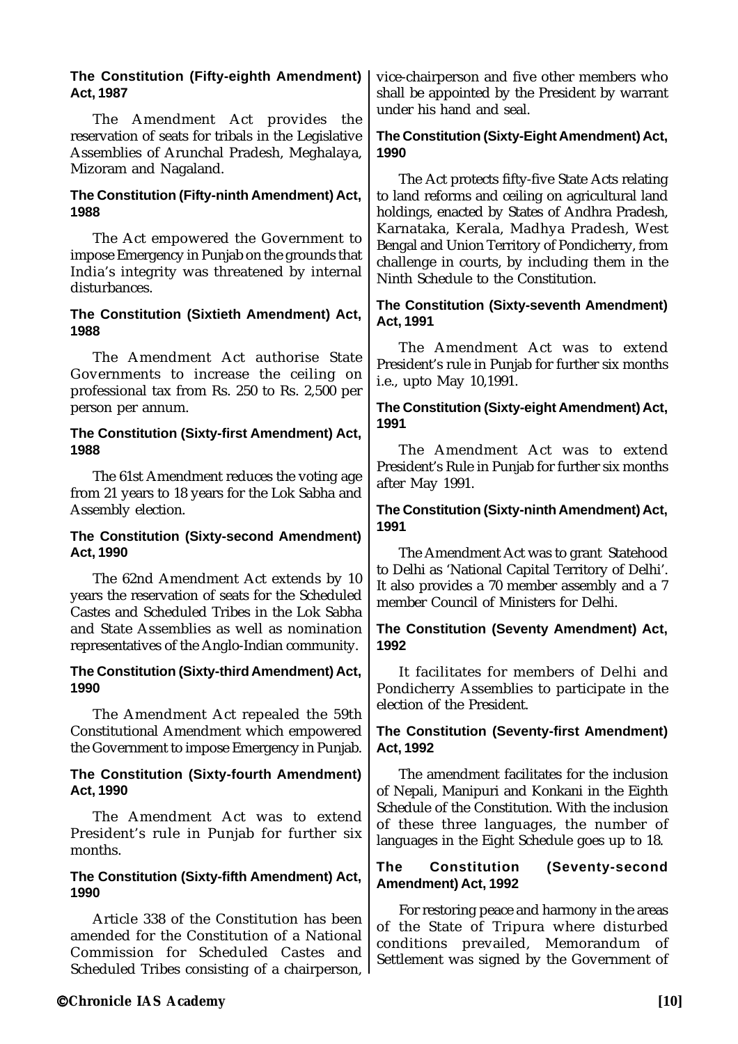### The Constitution (Fifty-eighth Amendment) Act, 1987

The Amendment Act provides the reservation of seats for tribals in the Legislative Assemblies of Arunchal Pradesh, Meghalaya, Mizoram and Nagaland.

### The Constitution (Fifty-ninth Amendment) Act, 1988

The Act empowered the Government to impose Emergency in Punjab on the grounds that India's integrity was threatened by internal disturbances.

### The Constitution (Sixtieth Amendment) Act, 1988

The Amendment Act authorise State Governments to increase the ceiling on professional tax from Rs. 250 to Rs. 2,500 per person per annum.

### The Constitution (Sixty-first Amendment) Act, 1988

The 61st Amendment reduces the voting age from 21 years to 18 years for the Lok Sabha and Assembly election.

### The Constitution (Sixty-second Amendment) Act, 1990

The 62nd Amendment Act extends by 10 years the reservation of seats for the Scheduled Castes and Scheduled Tribes in the Lok Sabha and State Assemblies as well as nomination representatives of the Anglo-Indian community.

### The Constitution (Sixty-third Amendment) Act, 1990

The Amendment Act repealed the 59th Constitutional Amendment which empowered the Government to impose Emergency in Punjab.

### The Constitution (Sixty-fourth Amendment) Act, 1990

The Amendment Act was to extend President's rule in Punjab for further six months.

### The Constitution (Sixty-fifth Amendment) Act, 1990

Article 338 of the Constitution has been amended for the Constitution of a National Commission for Scheduled Castes and Scheduled Tribes consisting of a chairperson, vice-chairperson and five other members who shall be appointed by the President by warrant under his hand and seal.

### The Constitution (Sixty-Eight Amendment) Act, 1990

The Act protects fifty-five State Acts relating to land reforms and ceiling on agricultural land holdings, enacted by States of Andhra Pradesh, Karnataka, Kerala, Madhya Pradesh, West Bengal and Union Territory of Pondicherry, from challenge in courts, by including them in the Ninth Schedule to the Constitution.

### The Constitution (Sixty-seventh Amendment) Act, 1991

The Amendment Act was to extend President's rule in Punjab for further six months i.e., upto May 10,1991.

### The Constitution (Sixty-eight Amendment) Act, 1991

The Amendment Act was to extend President's Rule in Punjab for further six months after May 1991.

### The Constitution (Sixty-ninth Amendment) Act, 1991

The Amendment Act was to grant Statehood to Delhi as 'National Capital Territory of Delhi'. It also provides a 70 member assembly and a 7 member Council of Ministers for Delhi.

### The Constitution (Seventy Amendment) Act, 1992

It facilitates for members of Delhi and Pondicherry Assemblies to participate in the election of the President.

### The Constitution (Seventy-first Amendment) Act, 1992

The amendment facilitates for the inclusion of Nepali, Manipuri and Konkani in the Eighth Schedule of the Constitution. With the inclusion of these three languages, the number of languages in the Eight Schedule goes up to 18.

### The Constitution (Seventy-second Amendment) Act, 1992

For restoring peace and harmony in the areas of the State of Tripura where disturbed conditions prevailed, Memorandum of Settlement was signed by the Government of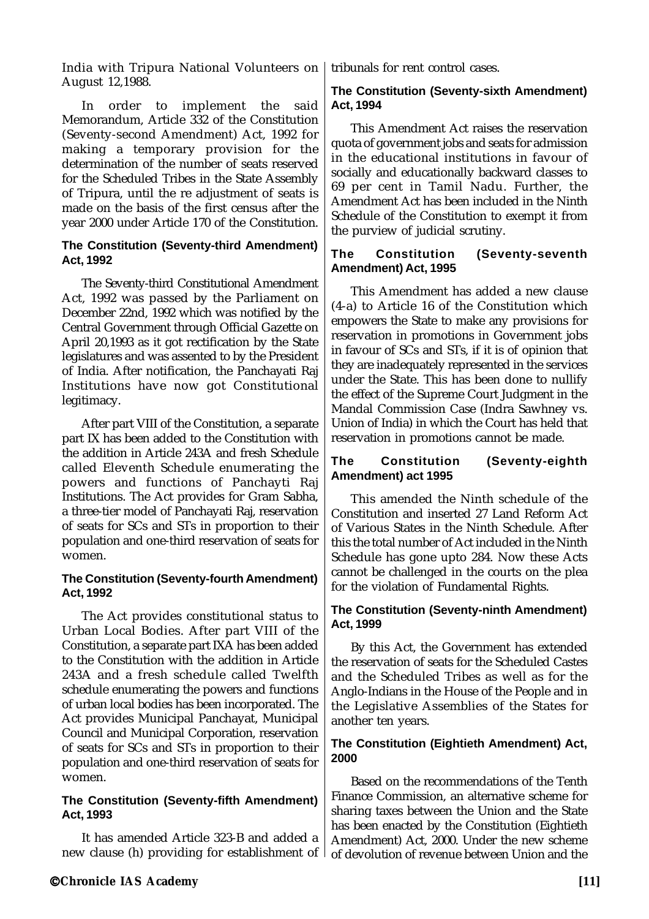India with Tripura National Volunteers on August 12,1988.

In order to implement the said Memorandum, Article 332 of the Constitution (Seventy-second Amendment) Act, 1992 for making a temporary provision for the determination of the number of seats reserved for the Scheduled Tribes in the State Assembly of Tripura, until the re adjustment of seats is made on the basis of the first census after the year 2000 under Article 170 of the Constitution.

### The Constitution (Seventy-third Amendment) Act, 1992

The Seventy-third Constitutional Amendment Act, 1992 was passed by the Parliament on December 22nd, 1992 which was notified by the Central Government through Official Gazette on April 20,1993 as it got rectification by the State legislatures and was assented to by the President of India. After notification, the Panchayati Raj Institutions have now got Constitutional legitimacy.

After part VIII of the Constitution, a separate part IX has been added to the Constitution with the addition in Article 243A and fresh Schedule called Eleventh Schedule enumerating the powers and functions of Panchayti Raj Institutions. The Act provides for Gram Sabha, a three-tier model of Panchayati Raj, reservation of seats for SCs and STs in proportion to their population and one-third reservation of seats for women.

### The Constitution (Seventy-fourth Amendment) Act, 1992

The Act provides constitutional status to Urban Local Bodies. After part VIII of the Constitution, a separate part IXA has been added to the Constitution with the addition in Article 243A and a fresh schedule called Twelfth schedule enumerating the powers and functions of urban local bodies has been incorporated. The Act provides Municipal Panchayat, Municipal Council and Municipal Corporation, reservation of seats for SCs and STs in proportion to their population and one-third reservation of seats for women.

### The Constitution (Seventy-fifth Amendment) Act, 1993

It has amended Article 323-B and added a new clause (h) providing for establishment of tribunals for rent control cases.

### The Constitution (Seventy-sixth Amendment) Act, 1994

This Amendment Act raises the reservation quota of government jobs and seats for admission in the educational institutions in favour of socially and educationally backward classes to 69 per cent in Tamil Nadu. Further, the Amendment Act has been included in the Ninth Schedule of the Constitution to exempt it from the purview of judicial scrutiny.

### The Constitution (Seventy-seventh Amendment) Act, 1995

This Amendment has added a new clause (4-a) to Article 16 of the Constitution which empowers the State to make any provisions for reservation in promotions in Government jobs in favour of SCs and STs, if it is of opinion that they are inadequately represented in the services under the State. This has been done to nullify the effect of the Supreme Court Judgment in the Mandal Commission Case (Indra Sawhney vs. Union of India) in which the Court has held that reservation in promotions cannot be made.

### The Constitution (Seventy-eighth Amendment) act 1995

This amended the Ninth schedule of the Constitution and inserted 27 Land Reform Act of Various States in the Ninth Schedule. After this the total number of Act included in the Ninth Schedule has gone upto 284. Now these Acts cannot be challenged in the courts on the plea for the violation of Fundamental Rights.

### The Constitution (Seventy-ninth Amendment) Act, 1999

By this Act, the Government has extended the reservation of seats for the Scheduled Castes and the Scheduled Tribes as well as for the Anglo-Indians in the House of the People and in the Legislative Assemblies of the States for another ten years.

### The Constitution (Eightieth Amendment) Act, 2000

Based on the recommendations of the Tenth Finance Commission, an alternative scheme for sharing taxes between the Union and the State has been enacted by the Constitution (Eightieth Amendment) Act, 2000. Under the new scheme of devolution of revenue between Union and the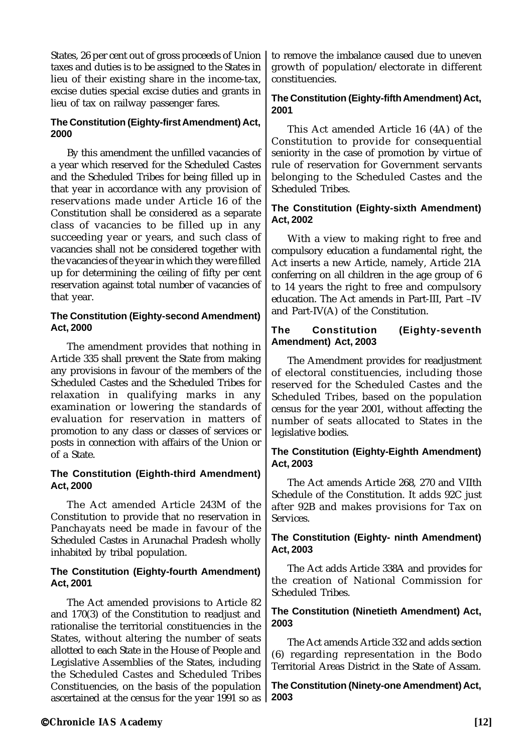States, 26 per cent out of gross proceeds of Union taxes and duties is to be assigned to the States in lieu of their existing share in the income-tax, excise duties special excise duties and grants in lieu of tax on railway passenger fares.

### The Constitution (Eighty-first Amendment) Act, 2000

By this amendment the unfilled vacancies of a year which reserved for the Scheduled Castes and the Scheduled Tribes for being filled up in that year in accordance with any provision of reservations made under Article 16 of the Constitution shall be considered as a separate class of vacancies to be filled up in any succeeding year or years, and such class of vacancies shall not be considered together with the vacancies of the year in which they were filled up for determining the ceiling of fifty per cent reservation against total number of vacancies of that year.

### The Constitution (Eighty-second Amendment) Act, 2000

The amendment provides that nothing in Article 335 shall prevent the State from making any provisions in favour of the members of the Scheduled Castes and the Scheduled Tribes for relaxation in qualifying marks in any examination or lowering the standards of evaluation for reservation in matters of promotion to any class or classes of services or posts in connection with affairs of the Union or of a State.

### The Constitution (Eighth-third Amendment) Act, 2000

The Act amended Article 243M of the Constitution to provide that no reservation in Panchayats need be made in favour of the Scheduled Castes in Arunachal Pradesh wholly inhabited by tribal population.

### The Constitution (Eighty-fourth Amendment) Act, 2001

The Act amended provisions to Article 82 and 170(3) of the Constitution to readjust and rationalise the territorial constituencies in the States, without altering the number of seats allotted to each State in the House of People and Legislative Assemblies of the States, including the Scheduled Castes and Scheduled Tribes Constituencies, on the basis of the population ascertained at the census for the year 1991 so as to remove the imbalance caused due to uneven growth of population/electorate in different constituencies.

### The Constitution (Eighty-fifth Amendment) Act, 2001

This Act amended Article 16 (4A) of the Constitution to provide for consequential seniority in the case of promotion by virtue of rule of reservation for Government servants belonging to the Scheduled Castes and the Scheduled Tribes.

### The Constitution (Eighty-sixth Amendment) Act, 2002

With a view to making right to free and compulsory education a fundamental right, the Act inserts a new Article, namely, Article 21A conferring on all children in the age group of 6 to 14 years the right to free and compulsory education. The Act amends in Part-III, Part –IV and Part-IV(A) of the Constitution.

### The Constitution (Eighty-seventh Amendment) Act, 2003

The Amendment provides for readjustment of electoral constituencies, including those reserved for the Scheduled Castes and the Scheduled Tribes, based on the population census for the year 2001, without affecting the number of seats allocated to States in the legislative bodies.

### The Constitution (Eighty-Eighth Amendment) Act, 2003

The Act amends Article 268, 270 and VIIth Schedule of the Constitution. It adds 92C just after 92B and makes provisions for Tax on Services.

### The Constitution (Eighty- ninth Amendment) Act, 2003

The Act adds Article 338A and provides for the creation of National Commission for Scheduled Tribes.

### The Constitution (Ninetieth Amendment) Act, 2003

The Act amends Article 332 and adds section (6) regarding representation in the Bodo Territorial Areas District in the State of Assam.

### The Constitution (Ninety-one Amendment) Act, 2003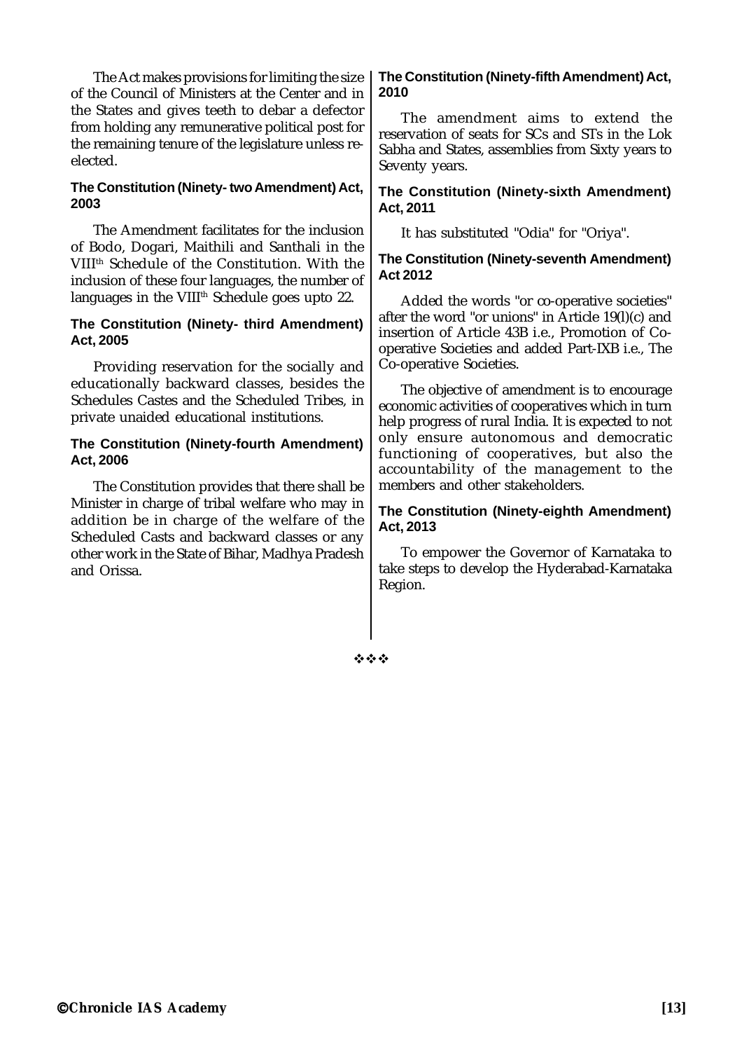The Act makes provisions for limiting the size of the Council of Ministers at the Center and in the States and gives teeth to debar a defector from holding any remunerative political post for the remaining tenure of the legislature unless re-elected.

### The Constitution (Ninety- two Amendment) Act, 2003

The Amendment facilitates for the inclusion of Bodo, Dogari, Maithili and Santhali in the VIII[th] Schedule of the Constitution. With the inclusion of these four languages, the number of languages in the VIII[th] Schedule goes upto 22.

### The Constitution (Ninety- third Amendment) Act, 2005

Providing reservation for the socially and educationally backward classes, besides the Schedules Castes and the Scheduled Tribes, in private unaided educational institutions.

### The Constitution (Ninety-fourth Amendment) Act, 2006

The Constitution provides that there shall be Minister in charge of tribal welfare who may in addition be in charge of the welfare of the Scheduled Casts and backward classes or any other work in the State of Bihar, Madhya Pradesh and Orissa.

### The Constitution (Ninety-fifth Amendment) Act, 2010

The amendment aims to extend the reservation of seats for SCs and STs in the Lok Sabha and States, assemblies from Sixty years to Seventy years.

### The Constitution (Ninety-sixth Amendment) Act, 2011

It has substituted "Odia" for "Oriya".

### The Constitution (Ninety-seventh Amendment) Act 2012

Added the words "or co-operative societies" after the word "or unions" in Article 19(l)(c) and insertion of Article 43B i.e., Promotion of Co-operative Societies and added Part-IXB i.e., The Co-operative Societies.

The objective of amendment is to encourage economic activities of cooperatives which in turn help progress of rural India. It is expected to not only ensure autonomous and democratic functioning of cooperatives, but also the accountability of the management to the members and other stakeholders.

### The Constitution (Ninety-eighth Amendment) Act, 2013

To empower the Governor of Karnataka to take steps to develop the Hyderabad-Karnataka Region.

❖❖❖